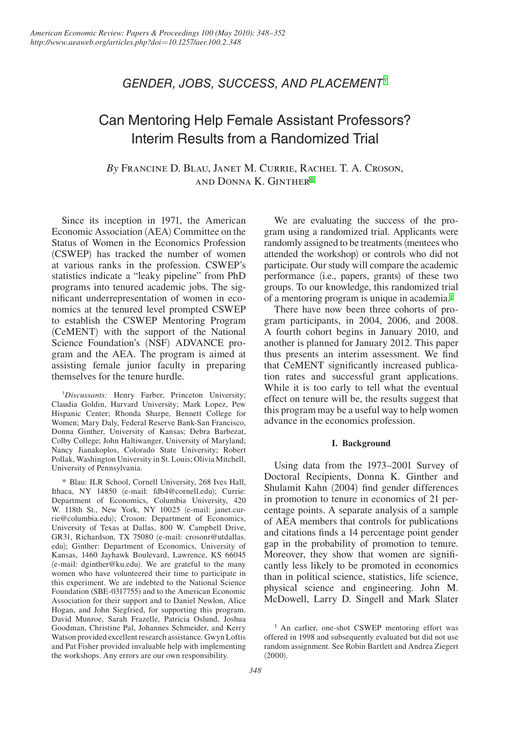*GENDER, JOBS, SUCCESS, AND PLACEMENT*[†]

# Can Mentoring Help Female Assistant Professors? Interim Results from a Randomized Trial

*By* Francine D. Blau, Janet M. Currie, Rachel T. A. Croson, and Donna K. Ginther[*]

Since its inception in 1971, the American Economic Association (AEA) Committee on the Status of Women in the Economics Profession (CSWEP) has tracked the number of women at various ranks in the profession. CSWEP's statistics indicate a "leaky pipeline" from PhD programs into tenured academic jobs. The significant underrepresentation of women in economics at the tenured level prompted CSWEP to establish the CSWEP Mentoring Program (CeMENT) with the support of the National Science Foundation's (NSF) ADVANCE program and the AEA. The program is aimed at assisting female junior faculty in preparing themselves for the tenure hurdle.

We are evaluating the success of the program using a randomized trial. Applicants were randomly assigned to be treatments (mentees who attended the workshop) or controls who did not participate. Our study will compare the academic performance (i.e., papers, grants) of these two groups. To our knowledge, this randomized trial of a mentoring program is unique in academia.[1]

There have now been three cohorts of program participants, in 2004, 2006, and 2008. A fourth cohort begins in January 2010, and another is planned for January 2012. This paper thus presents an interim assessment. We find that CeMENT significantly increased publication rates and successful grant applications. While it is too early to tell what the eventual effect on tenure will be, the results suggest that this program may be a useful way to help women advance in the economics profession.

## I. Background

Using data from the 1973–2001 Survey of Doctoral Recipients, Donna K. Ginther and Shulamit Kahn (2004) find gender differences in promotion to tenure in economics of 21 percentage points. A separate analysis of a sample of AEA members that controls for publications and citations finds a 14 percentage point gender gap in the probability of promotion to tenure. Moreover, they show that women are significantly less likely to be promoted in economics than in political science, statistics, life science, physical science and engineering. John M. McDowell, Larry D. Singell and Mark Slater

[†]*Discussants:* Henry Farber, Princeton University; Claudia Goldin, Harvard University; Mark Lopez, Pew Hispanic Center; Rhonda Sharpe, Bennett College for Women; Mary Daly, Federal Reserve Bank-San Francisco, Donna Ginther, University of Kansas; Debra Barbezat, Colby College; John Haltiwanger, University of Maryland; Nancy Jianakoplos, Colorado State University; Robert Pollak, Washington University in St. Louis; Olivia Mitchell, University of Pennsylvania.

[*] Blau: ILR School, Cornell University, 268 Ives Hall, Ithaca, NY 14850 (e-mail: fdb4@cornell.edu); Currie: Department of Economics, Columbia University, 420 W. 118th St., New York, NY 10025 (e-mail: janet.currie@columbia.edu); Croson: Department of Economics, University of Texas at Dallas, 800 W. Campbell Drive, GR31, Richardson, TX 75080 (e-mail: crosonr@utdallas.edu); Ginther: Department of Economics, University of Kansas, 1460 Jayhawk Boulevard, Lawrence, KS 66045 (e-mail: dginther@ku.edu). We are grateful to the many women who have volunteered their time to participate in this experiment. We are indebted to the National Science Foundation (SBE-0317755) and to the American Economic Association for their support and to Daniel Newlon, Alice Hogan, and John Siegfried, for supporting this program. David Munroe, Sarah Frazelle, Patricia Oslund, Joshua Goodman, Christine Pal, Johannes Schmeider, and Kerry Watson provided excellent research assistance. Gwyn Loftis and Pat Fisher provided invaluable help with implementing the workshops. Any errors are our own responsibility.

[1] An earlier, one-shot CSWEP mentoring effort was offered in 1998 and subsequently evaluated but did not use random assignment. See Robin Bartlett and Andrea Ziegert (2000).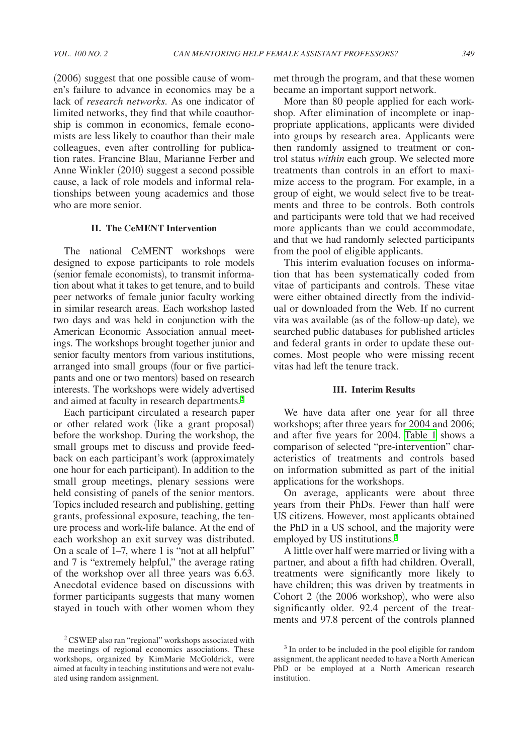(2006) suggest that one possible cause of women's failure to advance in economics may be a lack of *research networks.* As one indicator of limited networks, they find that while coauthorship is common in economics, female economists are less likely to coauthor than their male colleagues, even after controlling for publication rates. Francine Blau, Marianne Ferber and Anne Winkler (2010) suggest a second possible cause, a lack of role models and informal relationships between young academics and those who are more senior.

## II. The CeMENT Intervention

The national CeMENT workshops were designed to expose participants to role models (senior female economists), to transmit information about what it takes to get tenure, and to build peer networks of female junior faculty working in similar research areas. Each workshop lasted two days and was held in conjunction with the American Economic Association annual meetings. The workshops brought together junior and senior faculty mentors from various institutions, arranged into small groups (four or five participants and one or two mentors) based on research interests. The workshops were widely advertised and aimed at faculty in research departments.[2]

Each participant circulated a research paper or other related work (like a grant proposal) before the workshop. During the workshop, the small groups met to discuss and provide feedback on each participant's work (approximately one hour for each participant). In addition to the small group meetings, plenary sessions were held consisting of panels of the senior mentors. Topics included research and publishing, getting grants, professional exposure, teaching, the tenure process and work-life balance. At the end of each workshop an exit survey was distributed. On a scale of 1–7, where 1 is "not at all helpful" and 7 is "extremely helpful," the average rating of the workshop over all three years was 6.63. Anecdotal evidence based on discussions with former participants suggests that many women stayed in touch with other women whom they met through the program, and that these women became an important support network.

More than 80 people applied for each workshop. After elimination of incomplete or inappropriate applications, applicants were divided into groups by research area. Applicants were then randomly assigned to treatment or control status *within* each group. We selected more treatments than controls in an effort to maximize access to the program. For example, in a group of eight, we would select five to be treatments and three to be controls. Both controls and participants were told that we had received more applicants than we could accommodate, and that we had randomly selected participants from the pool of eligible applicants.

This interim evaluation focuses on information that has been systematically coded from vitae of participants and controls. These vitae were either obtained directly from the individual or downloaded from the Web. If no current vita was available (as of the follow-up date), we searched public databases for published articles and federal grants in order to update these outcomes. Most people who were missing recent vitas had left the tenure track.

## III. Interim Results

We have data after one year for all three workshops; after three years for 2004 and 2006; and after five years for 2004. Table 1 shows a comparison of selected "pre-intervention" characteristics of treatments and controls based on information submitted as part of the initial applications for the workshops.

On average, applicants were about three years from their PhDs. Fewer than half were US citizens. However, most applicants obtained the PhD in a US school, and the majority were employed by US institutions.[3]

A little over half were married or living with a partner, and about a fifth had children. Overall, treatments were significantly more likely to have children; this was driven by treatments in Cohort 2 (the 2006 workshop), who were also significantly older. 92.4 percent of the treatments and 97.8 percent of the controls planned

[2] CSWEP also ran "regional" workshops associated with the meetings of regional economics associations. These workshops, organized by KimMarie McGoldrick, were aimed at faculty in teaching institutions and were not evaluated using random assignment.

[3] In order to be included in the pool eligible for random assignment, the applicant needed to have a North American PhD or be employed at a North American research institution.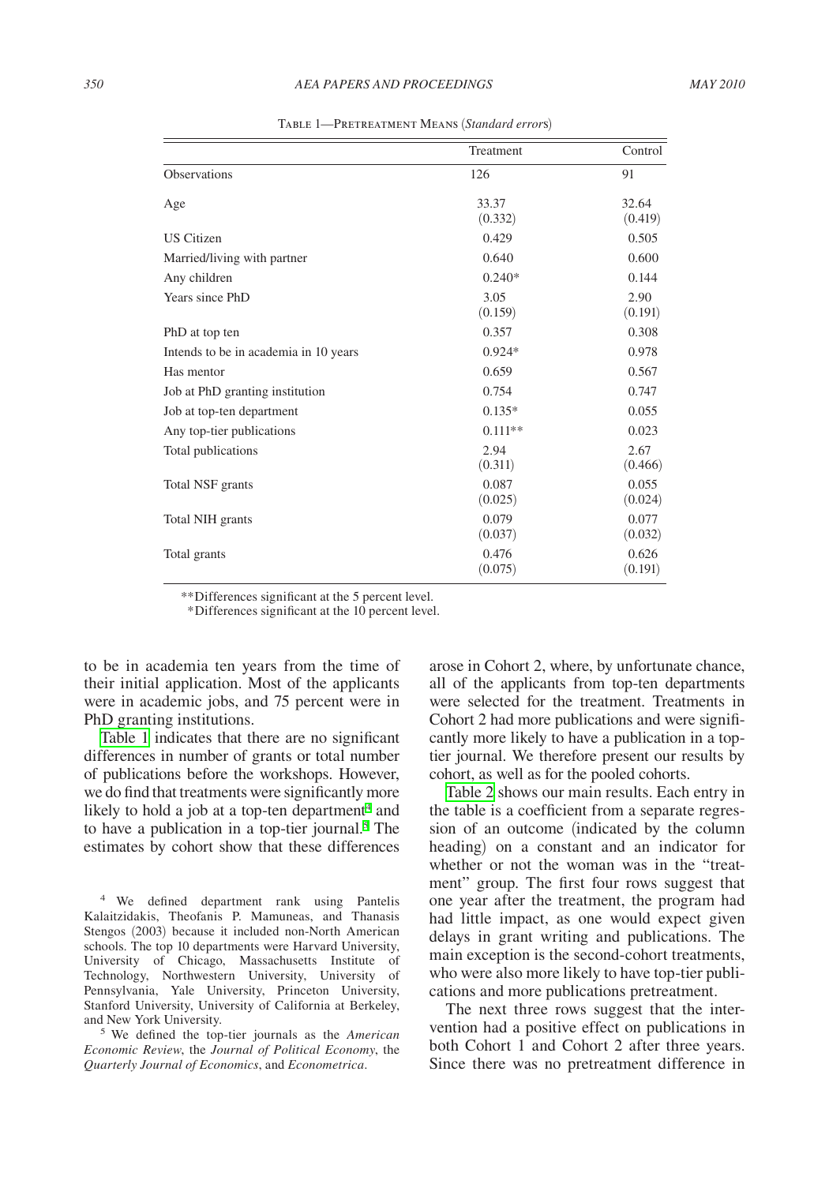Table 1—Pretreatment Means (*Standard errors*)

| | Treatment | Control |
|---|---|---|
| Observations | 126 | 91 |
| Age | 33.37 | 32.64 |
| | (0.332) | (0.419) |
| US Citizen | 0.429 | 0.505 |
| Married/living with partner | 0.640 | 0.600 |
| Any children | 0.240* | 0.144 |
| Years since PhD | 3.05 | 2.90 |
| | (0.159) | (0.191) |
| PhD at top ten | 0.357 | 0.308 |
| Intends to be in academia in 10 years | 0.924* | 0.978 |
| Has mentor | 0.659 | 0.567 |
| Job at PhD granting institution | 0.754 | 0.747 |
| Job at top-ten department | 0.135* | 0.055 |
| Any top-tier publications | 0.111** | 0.023 |
| Total publications | 2.94 | 2.67 |
| | (0.311) | (0.466) |
| Total NSF grants | 0.087 | 0.055 |
| | (0.025) | (0.024) |
| Total NIH grants | 0.079 | 0.077 |
| | (0.037) | (0.032) |
| Total grants | 0.476 | 0.626 |
| | (0.075) | (0.191) |

**Differences significant at the 5 percent level.
*Differences significant at the 10 percent level.

to be in academia ten years from the time of their initial application. Most of the applicants were in academic jobs, and 75 percent were in PhD granting institutions.

Table 1 indicates that there are no significant differences in number of grants or total number of publications before the workshops. However, we do find that treatments were significantly more likely to hold a job at a top-ten department[4] and to have a publication in a top-tier journal.[5] The estimates by cohort show that these differences arose in Cohort 2, where, by unfortunate chance, all of the applicants from top-ten departments were selected for the treatment. Treatments in Cohort 2 had more publications and were significantly more likely to have a publication in a top-tier journal. We therefore present our results by cohort, as well as for the pooled cohorts.

Table 2 shows our main results. Each entry in the table is a coefficient from a separate regression of an outcome (indicated by the column heading) on a constant and an indicator for whether or not the woman was in the "treatment" group. The first four rows suggest that one year after the treatment, the program had had little impact, as one would expect given delays in grant writing and publications. The main exception is the second-cohort treatments, who were also more likely to have top-tier publications and more publications pretreatment.

The next three rows suggest that the intervention had a positive effect on publications in both Cohort 1 and Cohort 2 after three years. Since there was no pretreatment difference in

[4] We defined department rank using Pantelis Kalaitzidakis, Theofanis P. Mamuneas, and Thanasis Stengos (2003) because it included non-North American schools. The top 10 departments were Harvard University, University of Chicago, Massachusetts Institute of Technology, Northwestern University, University of Pennsylvania, Yale University, Princeton University, Stanford University, University of California at Berkeley, and New York University.

[5] We defined the top-tier journals as the *American Economic Review*, the *Journal of Political Economy*, the *Quarterly Journal of Economics*, and *Econometrica*.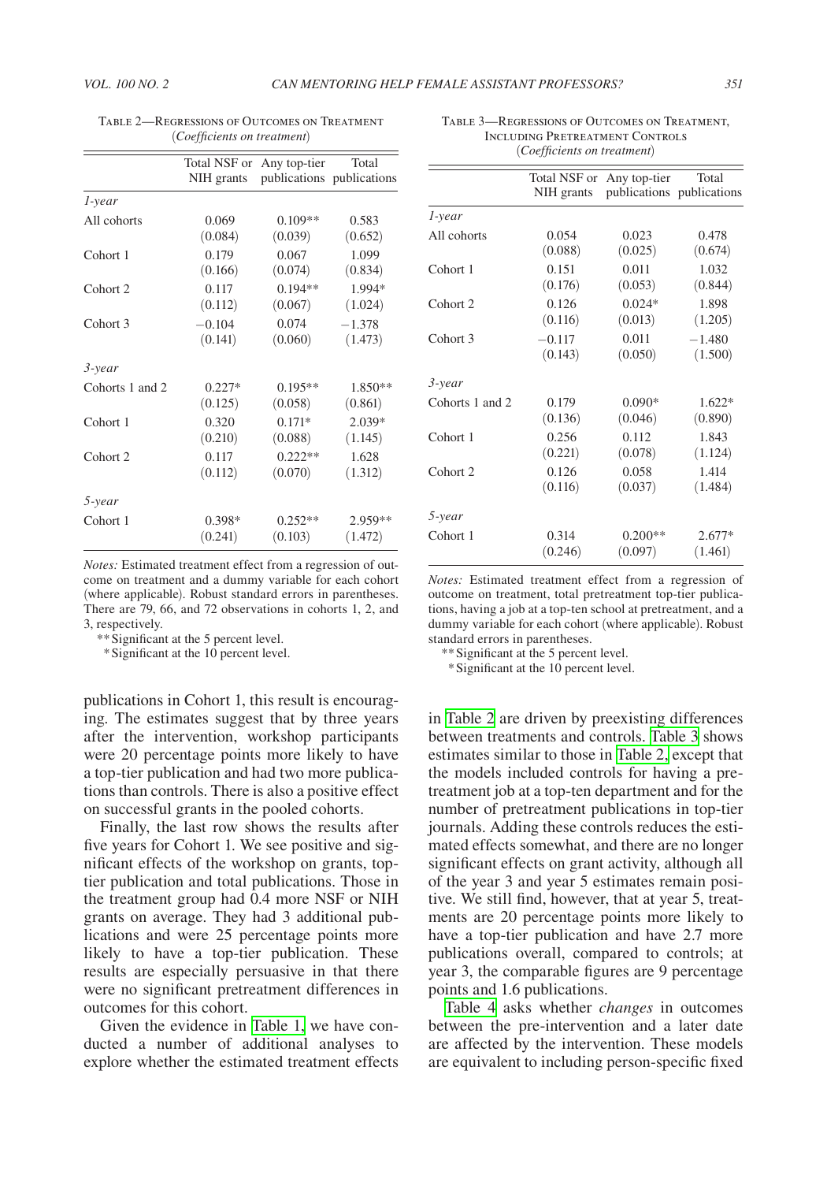Table 2—Regressions of Outcomes on Treatment
(*Coefficients on treatment*)

| | Total NSF or NIH grants | Any top-tier publications | Total publications |
|---|---|---|---|
| *1-year* | | | |
| All cohorts | 0.069 | 0.109** | 0.583 |
| | (0.084) | (0.039) | (0.652) |
| Cohort 1 | 0.179 | 0.067 | 1.099 |
| | (0.166) | (0.074) | (0.834) |
| Cohort 2 | 0.117 | 0.194** | 1.994* |
| | (0.112) | (0.067) | (1.024) |
| Cohort 3 | −0.104 | 0.074 | −1.378 |
| | (0.141) | (0.060) | (1.473) |
| *3-year* | | | |
| Cohorts 1 and 2 | 0.227* | 0.195** | 1.850** |
| | (0.125) | (0.058) | (0.861) |
| Cohort 1 | 0.320 | 0.171* | 2.039* |
| | (0.210) | (0.088) | (1.145) |
| Cohort 2 | 0.117 | 0.222** | 1.628 |
| | (0.112) | (0.070) | (1.312) |
| *5-year* | | | |
| Cohort 1 | 0.398* | 0.252** | 2.959** |
| | (0.241) | (0.103) | (1.472) |

*Notes:* Estimated treatment effect from a regression of outcome on treatment and a dummy variable for each cohort (where applicable). Robust standard errors in parentheses. There are 79, 66, and 72 observations in cohorts 1, 2, and 3, respectively.

** Significant at the 5 percent level.
 * Significant at the 10 percent level.

publications in Cohort 1, this result is encouraging. The estimates suggest that by three years after the intervention, workshop participants were 20 percentage points more likely to have a top-tier publication and had two more publications than controls. There is also a positive effect on successful grants in the pooled cohorts.

Finally, the last row shows the results after five years for Cohort 1. We see positive and significant effects of the workshop on grants, top-tier publication and total publications. Those in the treatment group had 0.4 more NSF or NIH grants on average. They had 3 additional publications and were 25 percentage points more likely to have a top-tier publication. These results are especially persuasive in that there were no significant pretreatment differences in outcomes for this cohort.

Given the evidence in Table 1, we have conducted a number of additional analyses to explore whether the estimated treatment effects in Table 2 are driven by preexisting differences between treatments and controls. Table 3 shows estimates similar to those in Table 2, except that the models included controls for having a pretreatment job at a top-ten department and for the number of pretreatment publications in top-tier journals. Adding these controls reduces the estimated effects somewhat, and there are no longer significant effects on grant activity, although all of the year 3 and year 5 estimates remain positive. We still find, however, that at year 5, treatments are 20 percentage points more likely to have a top-tier publication and have 2.7 more publications overall, compared to controls; at year 3, the comparable figures are 9 percentage points and 1.6 publications.

Table 3—Regressions of Outcomes on Treatment, Including Pretreatment Controls
(*Coefficients on treatment*)

| | Total NSF or NIH grants | Any top-tier publications | Total publications |
|---|---|---|---|
| *1-year* | | | |
| All cohorts | 0.054 | 0.023 | 0.478 |
| | (0.088) | (0.025) | (0.674) |
| Cohort 1 | 0.151 | 0.011 | 1.032 |
| | (0.176) | (0.053) | (0.844) |
| Cohort 2 | 0.126 | 0.024* | 1.898 |
| | (0.116) | (0.013) | (1.205) |
| Cohort 3 | −0.117 | 0.011 | −1.480 |
| | (0.143) | (0.050) | (1.500) |
| *3-year* | | | |
| Cohorts 1 and 2 | 0.179 | 0.090* | 1.622* |
| | (0.136) | (0.046) | (0.890) |
| Cohort 1 | 0.256 | 0.112 | 1.843 |
| | (0.221) | (0.078) | (1.124) |
| Cohort 2 | 0.126 | 0.058 | 1.414 |
| | (0.116) | (0.037) | (1.484) |
| *5-year* | | | |
| Cohort 1 | 0.314 | 0.200** | 2.677* |
| | (0.246) | (0.097) | (1.461) |

*Notes:* Estimated treatment effect from a regression of outcome on treatment, total pretreatment top-tier publications, having a job at a top-ten school at pretreatment, and a dummy variable for each cohort (where applicable). Robust standard errors in parentheses.

** Significant at the 5 percent level.
 * Significant at the 10 percent level.

Table 4 asks whether *changes* in outcomes between the pre-intervention and a later date are affected by the intervention. These models are equivalent to including person-specific fixed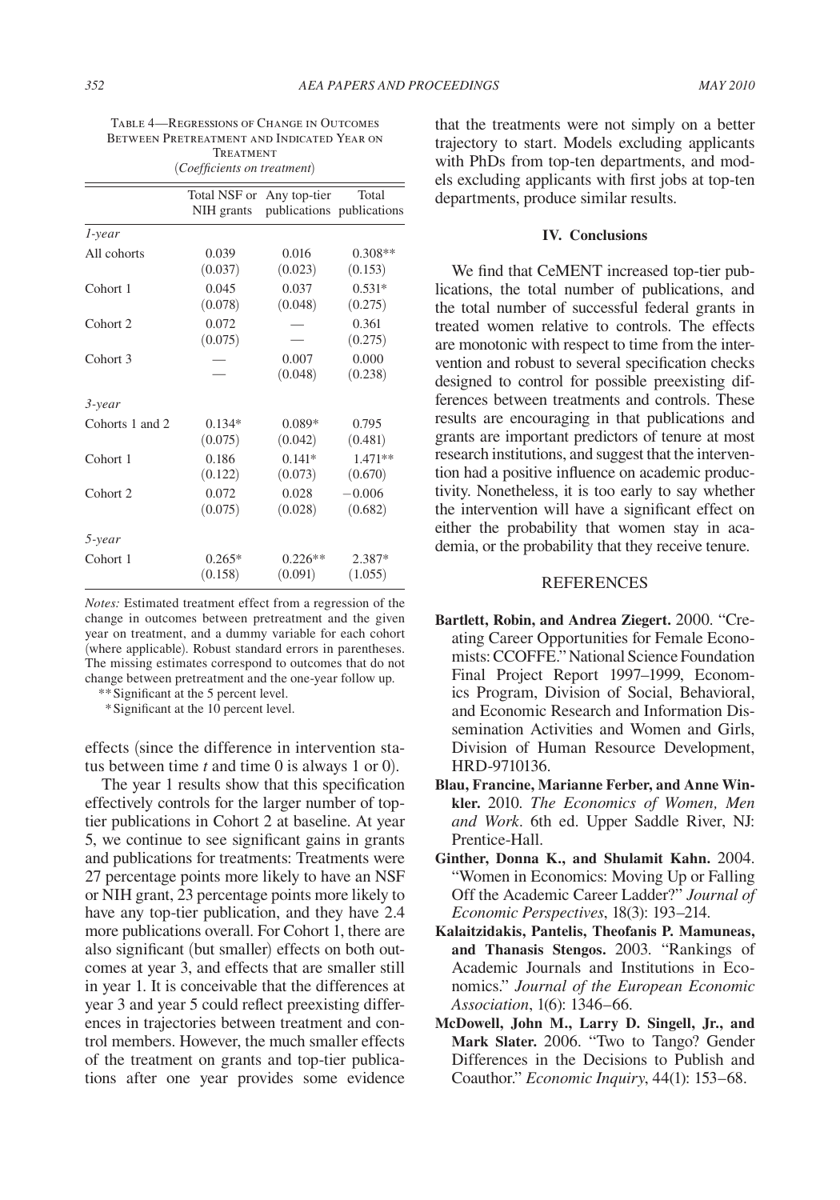Table 4—Regressions of Change in Outcomes Between Pretreatment and Indicated Year on Treatment
(*Coefficients on treatment*)

| | Total NSF or NIH grants | Any top-tier publications | Total publications |
|---|---|---|---|
| *1-year* | | | |
| All cohorts | 0.039 | 0.016 | 0.308** |
| | (0.037) | (0.023) | (0.153) |
| Cohort 1 | 0.045 | 0.037 | 0.531* |
| | (0.078) | (0.048) | (0.275) |
| Cohort 2 | 0.072 | — | 0.361 |
| | (0.075) | — | (0.275) |
| Cohort 3 | — | 0.007 | 0.000 |
| | — | (0.048) | (0.238) |
| *3-year* | | | |
| Cohorts 1 and 2 | 0.134* | 0.089* | 0.795 |
| | (0.075) | (0.042) | (0.481) |
| Cohort 1 | 0.186 | 0.141* | 1.471** |
| | (0.122) | (0.073) | (0.670) |
| Cohort 2 | 0.072 | 0.028 | −0.006 |
| | (0.075) | (0.028) | (0.682) |
| *5-year* | | | |
| Cohort 1 | 0.265* | 0.226** | 2.387* |
| | (0.158) | (0.091) | (1.055) |

*Notes:* Estimated treatment effect from a regression of the change in outcomes between pretreatment and the given year on treatment, and a dummy variable for each cohort (where applicable). Robust standard errors in parentheses. The missing estimates correspond to outcomes that do not change between pretreatment and the one-year follow up.

** Significant at the 5 percent level.

* Significant at the 10 percent level.

effects (since the difference in intervention status between time $t$ and time 0 is always 1 or 0).

The year 1 results show that this specification effectively controls for the larger number of top-tier publications in Cohort 2 at baseline. At year 5, we continue to see significant gains in grants and publications for treatments: Treatments were 27 percentage points more likely to have an NSF or NIH grant, 23 percentage points more likely to have any top-tier publication, and they have 2.4 more publications overall. For Cohort 1, there are also significant (but smaller) effects on both outcomes at year 3, and effects that are smaller still in year 1. It is conceivable that the differences at year 3 and year 5 could reflect preexisting differences in trajectories between treatment and control members. However, the much smaller effects of the treatment on grants and top-tier publications after one year provides some evidence that the treatments were not simply on a better trajectory to start. Models excluding applicants with PhDs from top-ten departments, and models excluding applicants with first jobs at top-ten departments, produce similar results.

## IV. Conclusions

We find that CeMENT increased top-tier publications, the total number of publications, and the total number of successful federal grants in treated women relative to controls. The effects are monotonic with respect to time from the intervention and robust to several specification checks designed to control for possible preexisting differences between treatments and controls. These results are encouraging in that publications and grants are important predictors of tenure at most research institutions, and suggest that the intervention had a positive influence on academic productivity. Nonetheless, it is too early to say whether the intervention will have a significant effect on either the probability that women stay in academia, or the probability that they receive tenure.

## REFERENCES

**Bartlett, Robin, and Andrea Ziegert.** 2000. "Creating Career Opportunities for Female Economists: CCOFFE." National Science Foundation Final Project Report 1997–1999, Economics Program, Division of Social, Behavioral, and Economic Research and Information Dissemination Activities and Women and Girls, Division of Human Resource Development, HRD-9710136.

**Blau, Francine, Marianne Ferber, and Anne Winkler.** 2010. *The Economics of Women, Men and Work*. 6th ed. Upper Saddle River, NJ: Prentice-Hall.

**Ginther, Donna K., and Shulamit Kahn.** 2004. "Women in Economics: Moving Up or Falling Off the Academic Career Ladder?" *Journal of Economic Perspectives*, 18(3): 193–214.

**Kalaitzidakis, Pantelis, Theofanis P. Mamuneas, and Thanasis Stengos.** 2003. "Rankings of Academic Journals and Institutions in Economics." *Journal of the European Economic Association*, 1(6): 1346–66.

**McDowell, John M., Larry D. Singell, Jr., and Mark Slater.** 2006. "Two to Tango? Gender Differences in the Decisions to Publish and Coauthor." *Economic Inquiry*, 44(1): 153–68.